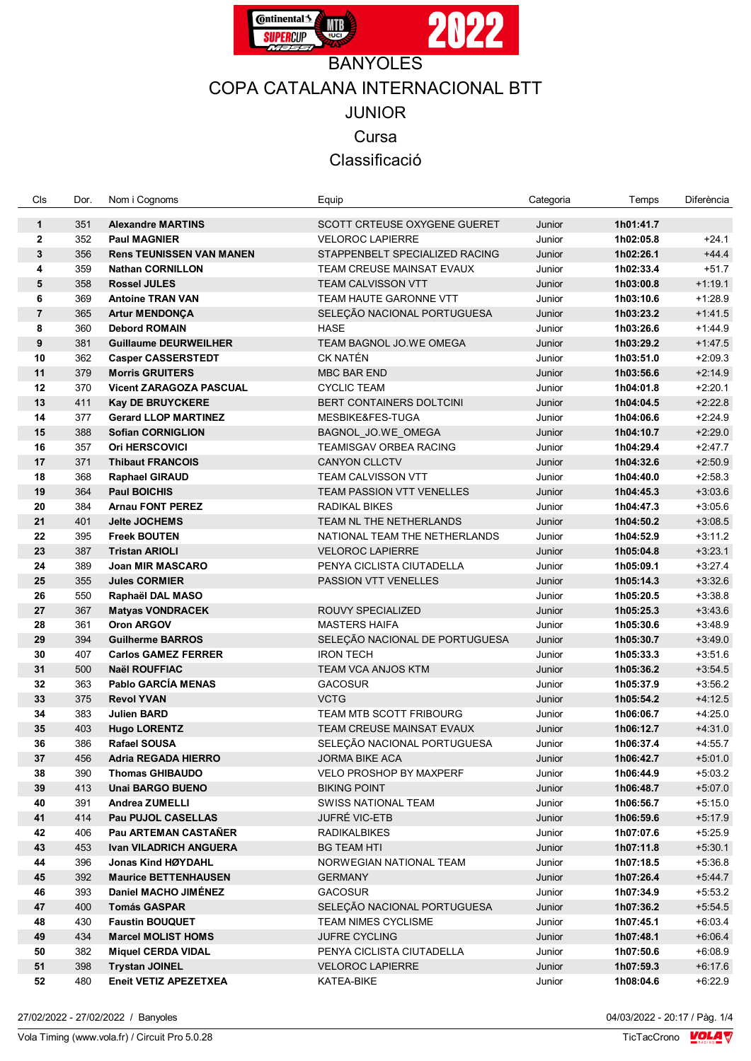# BANYOLES

## COPA CATALANA INTERNACIONAL BTT

## JUNIOR

## Cursa

## Classificació

| Cls | Dor. | Nom i Cognoms | Equip | Categoria | Temps | Diferència |
|---|---|---|---|---|---|---|
| **1** | 351 | **Alexandre MARTINS** | SCOTT CRTEUSE OXYGENE GUERET | Junior | **1h01:41.7** | |
| **2** | 352 | **Paul MAGNIER** | VELOROC LAPIERRE | Junior | **1h02:05.8** | +24.1 |
| **3** | 356 | **Rens TEUNISSEN VAN MANEN** | STAPPENBELT SPECIALIZED RACING | Junior | **1h02:26.1** | +44.4 |
| **4** | 359 | **Nathan CORNILLON** | TEAM CREUSE MAINSAT EVAUX | Junior | **1h02:33.4** | +51.7 |
| **5** | 358 | **Rossel JULES** | TEAM CALVISSON VTT | Junior | **1h03:00.8** | +1:19.1 |
| **6** | 369 | **Antoine TRAN VAN** | TEAM HAUTE GARONNE VTT | Junior | **1h03:10.6** | +1:28.9 |
| **7** | 365 | **Artur MENDONÇA** | SELEÇÃO NACIONAL PORTUGUESA | Junior | **1h03:23.2** | +1:41.5 |
| **8** | 360 | **Debord ROMAIN** | HASE | Junior | **1h03:26.6** | +1:44.9 |
| **9** | 381 | **Guillaume DEURWEILHER** | TEAM BAGNOL JO.WE OMEGA | Junior | **1h03:29.2** | +1:47.5 |
| **10** | 362 | **Casper CASSERSTEDT** | CK NATÉN | Junior | **1h03:51.0** | +2:09.3 |
| **11** | 379 | **Morris GRUITERS** | MBC BAR END | Junior | **1h03:56.6** | +2:14.9 |
| **12** | 370 | **Vicent ZARAGOZA PASCUAL** | CYCLIC TEAM | Junior | **1h04:01.8** | +2:20.1 |
| **13** | 411 | **Kay DE BRUYCKERE** | BERT CONTAINERS DOLTCINI | Junior | **1h04:04.5** | +2:22.8 |
| **14** | 377 | **Gerard LLOP MARTINEZ** | MESBIKE&FES-TUGA | Junior | **1h04:06.6** | +2:24.9 |
| **15** | 388 | **Sofian CORNIGLION** | BAGNOL_JO.WE_OMEGA | Junior | **1h04:10.7** | +2:29.0 |
| **16** | 357 | **Ori HERSCOVICI** | TEAMISGAV ORBEA RACING | Junior | **1h04:29.4** | +2:47.7 |
| **17** | 371 | **Thibaut FRANCOIS** | CANYON CLLCTV | Junior | **1h04:32.6** | +2:50.9 |
| **18** | 368 | **Raphael GIRAUD** | TEAM CALVISSON VTT | Junior | **1h04:40.0** | +2:58.3 |
| **19** | 364 | **Paul BOICHIS** | TEAM PASSION VTT VENELLES | Junior | **1h04:45.3** | +3:03.6 |
| **20** | 384 | **Arnau FONT PEREZ** | RADIKAL BIKES | Junior | **1h04:47.3** | +3:05.6 |
| **21** | 401 | **Jelte JOCHEMS** | TEAM NL THE NETHERLANDS | Junior | **1h04:50.2** | +3:08.5 |
| **22** | 395 | **Freek BOUTEN** | NATIONAL TEAM THE NETHERLANDS | Junior | **1h04:52.9** | +3:11.2 |
| **23** | 387 | **Tristan ARIOLI** | VELOROC LAPIERRE | Junior | **1h05:04.8** | +3:23.1 |
| **24** | 389 | **Joan MIR MASCARO** | PENYA CICLISTA CIUTADELLA | Junior | **1h05:09.1** | +3:27.4 |
| **25** | 355 | **Jules CORMIER** | PASSION VTT VENELLES | Junior | **1h05:14.3** | +3:32.6 |
| **26** | 550 | **Raphaël DAL MASO** | | Junior | **1h05:20.5** | +3:38.8 |
| **27** | 367 | **Matyas VONDRACEK** | ROUVY SPECIALIZED | Junior | **1h05:25.3** | +3:43.6 |
| **28** | 361 | **Oron ARGOV** | MASTERS HAIFA | Junior | **1h05:30.6** | +3:48.9 |
| **29** | 394 | **Guilherme BARROS** | SELEÇÃO NACIONAL DE PORTUGUESA | Junior | **1h05:30.7** | +3:49.0 |
| **30** | 407 | **Carlos GAMEZ FERRER** | IRON TECH | Junior | **1h05:33.3** | +3:51.6 |
| **31** | 500 | **Naël ROUFFIAC** | TEAM VCA ANJOS KTM | Junior | **1h05:36.2** | +3:54.5 |
| **32** | 363 | **Pablo GARCÍA MENAS** | GACOSUR | Junior | **1h05:37.9** | +3:56.2 |
| **33** | 375 | **Revol YVAN** | VCTG | Junior | **1h05:54.2** | +4:12.5 |
| **34** | 383 | **Julien BARD** | TEAM MTB SCOTT FRIBOURG | Junior | **1h06:06.7** | +4:25.0 |
| **35** | 403 | **Hugo LORENTZ** | TEAM CREUSE MAINSAT EVAUX | Junior | **1h06:12.7** | +4:31.0 |
| **36** | 386 | **Rafael SOUSA** | SELEÇÃO NACIONAL PORTUGUESA | Junior | **1h06:37.4** | +4:55.7 |
| **37** | 456 | **Adria REGADA HIERRO** | JORMA BIKE ACA | Junior | **1h06:42.7** | +5:01.0 |
| **38** | 390 | **Thomas GHIBAUDO** | VELO PROSHOP BY MAXPERF | Junior | **1h06:44.9** | +5:03.2 |
| **39** | 413 | **Unai BARGO BUENO** | BIKING POINT | Junior | **1h06:48.7** | +5:07.0 |
| **40** | 391 | **Andrea ZUMELLI** | SWISS NATIONAL TEAM | Junior | **1h06:56.7** | +5:15.0 |
| **41** | 414 | **Pau PUJOL CASELLAS** | JUFRÉ VIC-ETB | Junior | **1h06:59.6** | +5:17.9 |
| **42** | 406 | **Pau ARTEMAN CASTAÑER** | RADIKALBIKES | Junior | **1h07:07.6** | +5:25.9 |
| **43** | 453 | **Ivan VILADRICH ANGUERA** | BG TEAM HTI | Junior | **1h07:11.8** | +5:30.1 |
| **44** | 396 | **Jonas Kind HØYDAHL** | NORWEGIAN NATIONAL TEAM | Junior | **1h07:18.5** | +5:36.8 |
| **45** | 392 | **Maurice BETTENHAUSEN** | GERMANY | Junior | **1h07:26.4** | +5:44.7 |
| **46** | 393 | **Daniel MACHO JIMÉNEZ** | GACOSUR | Junior | **1h07:34.9** | +5:53.2 |
| **47** | 400 | **Tomás GASPAR** | SELEÇÃO NACIONAL PORTUGUESA | Junior | **1h07:36.2** | +5:54.5 |
| **48** | 430 | **Faustin BOUQUET** | TEAM NIMES CYCLISME | Junior | **1h07:45.1** | +6:03.4 |
| **49** | 434 | **Marcel MOLIST HOMS** | JUFRE CYCLING | Junior | **1h07:48.1** | +6:06.4 |
| **50** | 382 | **Miquel CERDA VIDAL** | PENYA CICLISTA CIUTADELLA | Junior | **1h07:50.6** | +6:08.9 |
| **51** | 398 | **Trystan JOINEL** | VELOROC LAPIERRE | Junior | **1h07:59.3** | +6:17.6 |
| **52** | 480 | **Eneit VETIZ APEZETXEA** | KATEA-BIKE | Junior | **1h08:04.6** | +6:22.9 |

27/02/2022 - 27/02/2022 / Banyoles

04/03/2022 - 20:17

Vola Timing (www.vola.fr) / Circuit Pro 5.0.28

TicTacCrono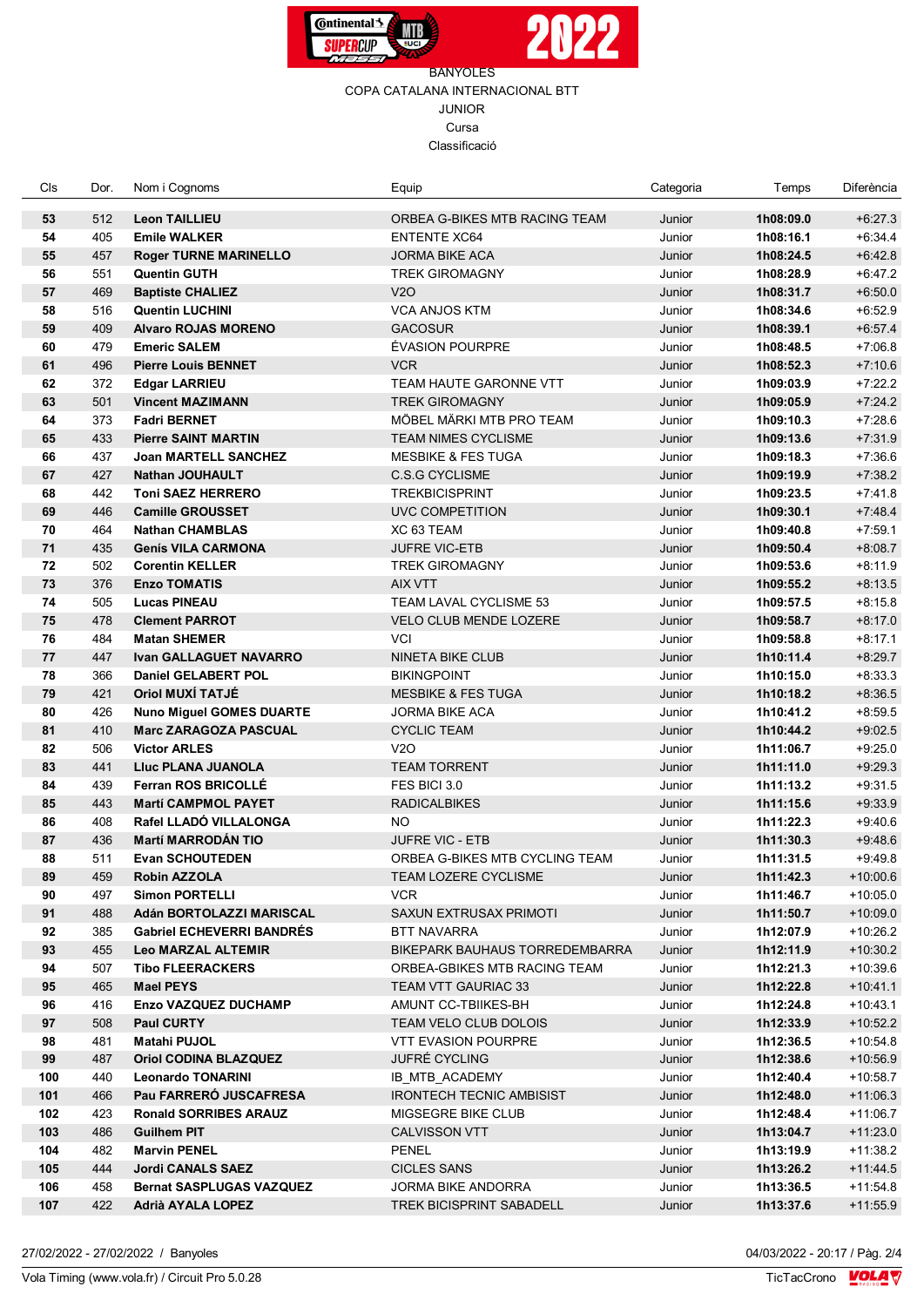BANYOLES

COPA CATALANA INTERNACIONAL BTT

JUNIOR

Cursa

Classificació

| Cls | Dor. | Nom i Cognoms | Equip | Categoria | Temps | Diferència |
|---|---|---|---|---|---|---|
| **53** | 512 | **Leon TAILLIEU** | ORBEA G-BIKES MTB RACING TEAM | Junior | **1h08:09.0** | +6:27.3 |
| **54** | 405 | **Emile WALKER** | ENTENTE XC64 | Junior | **1h08:16.1** | +6:34.4 |
| **55** | 457 | **Roger TURNE MARINELLO** | JORMA BIKE ACA | Junior | **1h08:24.5** | +6:42.8 |
| **56** | 551 | **Quentin GUTH** | TREK GIROMAGNY | Junior | **1h08:28.9** | +6:47.2 |
| **57** | 469 | **Baptiste CHALIEZ** | V2O | Junior | **1h08:31.7** | +6:50.0 |
| **58** | 516 | **Quentin LUCHINI** | VCA ANJOS KTM | Junior | **1h08:34.6** | +6:52.9 |
| **59** | 409 | **Alvaro ROJAS MORENO** | GACOSUR | Junior | **1h08:39.1** | +6:57.4 |
| **60** | 479 | **Emeric SALEM** | ÉVASION POURPRE | Junior | **1h08:48.5** | +7:06.8 |
| **61** | 496 | **Pierre Louis BENNET** | VCR | Junior | **1h08:52.3** | +7:10.6 |
| **62** | 372 | **Edgar LARRIEU** | TEAM HAUTE GARONNE VTT | Junior | **1h09:03.9** | +7:22.2 |
| **63** | 501 | **Vincent MAZIMANN** | TREK GIROMAGNY | Junior | **1h09:05.9** | +7:24.2 |
| **64** | 373 | **Fadri BERNET** | MÖBEL MÄRKI MTB PRO TEAM | Junior | **1h09:10.3** | +7:28.6 |
| **65** | 433 | **Pierre SAINT MARTIN** | TEAM NIMES CYCLISME | Junior | **1h09:13.6** | +7:31.9 |
| **66** | 437 | **Joan MARTELL SANCHEZ** | MESBIKE & FES TUGA | Junior | **1h09:18.3** | +7:36.6 |
| **67** | 427 | **Nathan JOUHAULT** | C.S.G CYCLISME | Junior | **1h09:19.9** | +7:38.2 |
| **68** | 442 | **Toni SAEZ HERRERO** | TREKBICISPRINT | Junior | **1h09:23.5** | +7:41.8 |
| **69** | 446 | **Camille GROUSSET** | UVC COMPETITION | Junior | **1h09:30.1** | +7:48.4 |
| **70** | 464 | **Nathan CHAMBLAS** | XC 63 TEAM | Junior | **1h09:40.8** | +7:59.1 |
| **71** | 435 | **Genís VILA CARMONA** | JUFRE VIC-ETB | Junior | **1h09:50.4** | +8:08.7 |
| **72** | 502 | **Corentin KELLER** | TREK GIROMAGNY | Junior | **1h09:53.6** | +8:11.9 |
| **73** | 376 | **Enzo TOMATIS** | AIX VTT | Junior | **1h09:55.2** | +8:13.5 |
| **74** | 505 | **Lucas PINEAU** | TEAM LAVAL CYCLISME 53 | Junior | **1h09:57.5** | +8:15.8 |
| **75** | 478 | **Clement PARROT** | VELO CLUB MENDE LOZERE | Junior | **1h09:58.7** | +8:17.0 |
| **76** | 484 | **Matan SHEMER** | VCI | Junior | **1h09:58.8** | +8:17.1 |
| **77** | 447 | **Ivan GALLAGUET NAVARRO** | NINETA BIKE CLUB | Junior | **1h10:11.4** | +8:29.7 |
| **78** | 366 | **Daniel GELABERT POL** | BIKINGPOINT | Junior | **1h10:15.0** | +8:33.3 |
| **79** | 421 | **Oriol MUXÍ TATJÉ** | MESBIKE & FES TUGA | Junior | **1h10:18.2** | +8:36.5 |
| **80** | 426 | **Nuno Miguel GOMES DUARTE** | JORMA BIKE ACA | Junior | **1h10:41.2** | +8:59.5 |
| **81** | 410 | **Marc ZARAGOZA PASCUAL** | CYCLIC TEAM | Junior | **1h10:44.2** | +9:02.5 |
| **82** | 506 | **Victor ARLES** | V2O | Junior | **1h11:06.7** | +9:25.0 |
| **83** | 441 | **Lluc PLANA JUANOLA** | TEAM TORRENT | Junior | **1h11:11.0** | +9:29.3 |
| **84** | 439 | **Ferran ROS BRICOLLÉ** | FES BICI 3.0 | Junior | **1h11:13.2** | +9:31.5 |
| **85** | 443 | **Martí CAMPMOL PAYET** | RADICALBIKES | Junior | **1h11:15.6** | +9:33.9 |
| **86** | 408 | **Rafel LLADÓ VILLALONGA** | NO | Junior | **1h11:22.3** | +9:40.6 |
| **87** | 436 | **Martí MARRODÁN TIO** | JUFRE VIC - ETB | Junior | **1h11:30.3** | +9:48.6 |
| **88** | 511 | **Evan SCHOUTEDEN** | ORBEA G-BIKES MTB CYCLING TEAM | Junior | **1h11:31.5** | +9:49.8 |
| **89** | 459 | **Robin AZZOLA** | TEAM LOZERE CYCLISME | Junior | **1h11:42.3** | +10:00.6 |
| **90** | 497 | **Simon PORTELLI** | VCR | Junior | **1h11:46.7** | +10:05.0 |
| **91** | 488 | **Adán BORTOLAZZI MARISCAL** | SAXUN EXTRUSAX PRIMOTI | Junior | **1h11:50.7** | +10:09.0 |
| **92** | 385 | **Gabriel ECHEVERRI BANDRÉS** | BTT NAVARRA | Junior | **1h12:07.9** | +10:26.2 |
| **93** | 455 | **Leo MARZAL ALTEMIR** | BIKEPARK BAUHAUS TORREDEMBARRA | Junior | **1h12:11.9** | +10:30.2 |
| **94** | 507 | **Tibo FLEERACKERS** | ORBEA-GBIKES MTB RACING TEAM | Junior | **1h12:21.3** | +10:39.6 |
| **95** | 465 | **Mael PEYS** | TEAM VTT GAURIAC 33 | Junior | **1h12:22.8** | +10:41.1 |
| **96** | 416 | **Enzo VAZQUEZ DUCHAMP** | AMUNT CC-TBIIKES-BH | Junior | **1h12:24.8** | +10:43.1 |
| **97** | 508 | **Paul CURTY** | TEAM VELO CLUB DOLOIS | Junior | **1h12:33.9** | +10:52.2 |
| **98** | 481 | **Matahi PUJOL** | VTT EVASION POURPRE | Junior | **1h12:36.5** | +10:54.8 |
| **99** | 487 | **Oriol CODINA BLAZQUEZ** | JUFRÉ CYCLING | Junior | **1h12:38.6** | +10:56.9 |
| **100** | 440 | **Leonardo TONARINI** | IB_MTB_ACADEMY | Junior | **1h12:40.4** | +10:58.7 |
| **101** | 466 | **Pau FARRERÓ JUSCAFRESA** | IRONTECH TECNIC AMBISIST | Junior | **1h12:48.0** | +11:06.3 |
| **102** | 423 | **Ronald SORRIBES ARAUZ** | MIGSEGRE BIKE CLUB | Junior | **1h12:48.4** | +11:06.7 |
| **103** | 486 | **Guilhem PIT** | CALVISSON VTT | Junior | **1h13:04.7** | +11:23.0 |
| **104** | 482 | **Marvin PENEL** | PENEL | Junior | **1h13:19.9** | +11:38.2 |
| **105** | 444 | **Jordi CANALS SAEZ** | CICLES SANS | Junior | **1h13:26.2** | +11:44.5 |
| **106** | 458 | **Bernat SASPLUGAS VAZQUEZ** | JORMA BIKE ANDORRA | Junior | **1h13:36.5** | +11:54.8 |
| **107** | 422 | **Adrià AYALA LOPEZ** | TREK BICISPRINT SABADELL | Junior | **1h13:37.6** | +11:55.9 |

27/02/2022 - 27/02/2022 / Banyoles

04/03/2022 - 20:17

Vola Timing (www.vola.fr) / Circuit Pro 5.0.28

TicTacCrono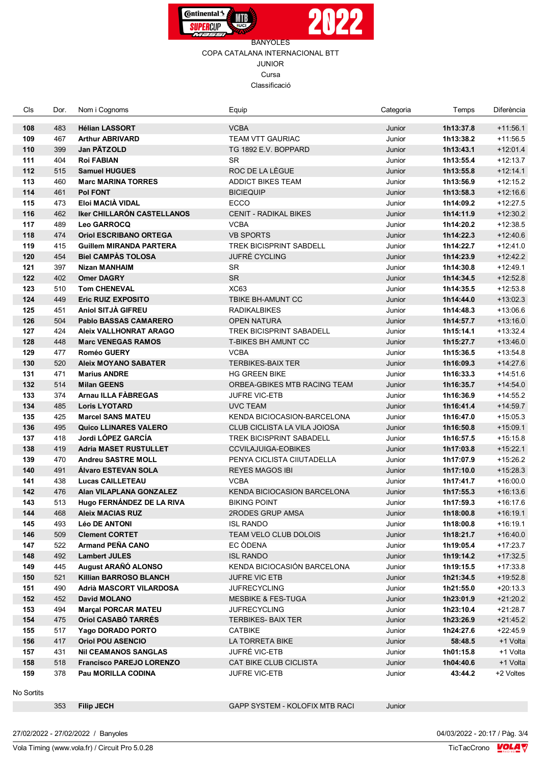BANYOLES
COPA CATALANA INTERNACIONAL BTT
JUNIOR
Cursa
Classificació

| Cls | Dor. | Nom i Cognoms | Equip | Categoria | Temps | Diferència |
|---|---|---|---|---|---|---|
| **108** | 483 | **Hélian LASSORT** | VCBA | Junior | **1h13:37.8** | +11:56.1 |
| **109** | 467 | **Arthur ABRIVARD** | TEAM VTT GAURIAC | Junior | **1h13:38.2** | +11:56.5 |
| **110** | 399 | **Jan PÄTZOLD** | TG 1892 E.V. BOPPARD | Junior | **1h13:43.1** | +12:01.4 |
| **111** | 404 | **Roi FABIAN** | SR | Junior | **1h13:55.4** | +12:13.7 |
| **112** | 515 | **Samuel HUGUES** | ROC DE LA LÈGUE | Junior | **1h13:55.8** | +12:14.1 |
| **113** | 460 | **Marc MARINA TORRES** | ADDICT BIKES TEAM | Junior | **1h13:56.9** | +12:15.2 |
| **114** | 461 | **Pol FONT** | BICIEQUIP | Junior | **1h13:58.3** | +12:16.6 |
| **115** | 473 | **Eloi MACIÀ VIDAL** | ECCO | Junior | **1h14:09.2** | +12:27.5 |
| **116** | 462 | **Iker CHILLARÓN CASTELLANOS** | CENIT - RADIKAL BIKES | Junior | **1h14:11.9** | +12:30.2 |
| **117** | 489 | **Leo GARROCQ** | VCBA | Junior | **1h14:20.2** | +12:38.5 |
| **118** | 474 | **Oriol ESCRIBANO ORTEGA** | VB SPORTS | Junior | **1h14:22.3** | +12:40.6 |
| **119** | 415 | **Guillem MIRANDA PARTERA** | TREK BICISPRINT SABDELL | Junior | **1h14:22.7** | +12:41.0 |
| **120** | 454 | **Biel CAMPÀS TOLOSA** | JUFRÉ CYCLING | Junior | **1h14:23.9** | +12:42.2 |
| **121** | 397 | **Nizan MANHAIM** | SR | Junior | **1h14:30.8** | +12:49.1 |
| **122** | 402 | **Omer DAGRY** | SR | Junior | **1h14:34.5** | +12:52.8 |
| **123** | 510 | **Tom CHENEVAL** | XC63 | Junior | **1h14:35.5** | +12:53.8 |
| **124** | 449 | **Eric RUIZ EXPOSITO** | TBIKE BH-AMUNT CC | Junior | **1h14:44.0** | +13:02.3 |
| **125** | 451 | **Aniol SITJÀ GIFREU** | RADIKALBIKES | Junior | **1h14:48.3** | +13:06.6 |
| **126** | 504 | **Pablo BASSAS CAMARERO** | OPEN NATURA | Junior | **1h14:57.7** | +13:16.0 |
| **127** | 424 | **Aleix VALLHONRAT ARAGO** | TREK BICISPRINT SABADELL | Junior | **1h15:14.1** | +13:32.4 |
| **128** | 448 | **Marc VENEGAS RAMOS** | T-BIKES BH AMUNT CC | Junior | **1h15:27.7** | +13:46.0 |
| **129** | 477 | **Roméo GUERY** | VCBA | Junior | **1h15:36.5** | +13:54.8 |
| **130** | 520 | **Aleix MOYANO SABATER** | TERBIKES-BAIX TER | Junior | **1h16:09.3** | +14:27.6 |
| **131** | 471 | **Marius ANDRE** | HG GREEN BIKE | Junior | **1h16:33.3** | +14:51.6 |
| **132** | 514 | **Milan GEENS** | ORBEA-GBIKES MTB RACING TEAM | Junior | **1h16:35.7** | +14:54.0 |
| **133** | 374 | **Arnau ILLA FÀBREGAS** | JUFRE VIC-ETB | Junior | **1h16:36.9** | +14:55.2 |
| **134** | 485 | **Loris LYOTARD** | UVC TEAM | Junior | **1h16:41.4** | +14:59.7 |
| **135** | 425 | **Marcel SANS MATEU** | KENDA BICIOCASION-BARCELONA | Junior | **1h16:47.0** | +15:05.3 |
| **136** | 495 | **Quico LLINARES VALERO** | CLUB CICLISTA LA VILA JOIOSA | Junior | **1h16:50.8** | +15:09.1 |
| **137** | 418 | **Jordi LÓPEZ GARCÍA** | TREK BICISPRINT SABADELL | Junior | **1h16:57.5** | +15:15.8 |
| **138** | 419 | **Adria MASET RUSTULLET** | CCVILAJUIGA-EOBIKES | Junior | **1h17:03.8** | +15:22.1 |
| **139** | 470 | **Andreu SASTRE MOLL** | PENYA CICLISTA CIIUTADELLA | Junior | **1h17:07.9** | +15:26.2 |
| **140** | 491 | **Álvaro ESTEVAN SOLA** | REYES MAGOS IBI | Junior | **1h17:10.0** | +15:28.3 |
| **141** | 438 | **Lucas CAILLETEAU** | VCBA | Junior | **1h17:41.7** | +16:00.0 |
| **142** | 476 | **Alan VILAPLANA GONZALEZ** | KENDA BICIOCASION BARCELONA | Junior | **1h17:55.3** | +16:13.6 |
| **143** | 513 | **Hugo FERNÁNDEZ DE LA RIVA** | BIKING POINT | Junior | **1h17:59.3** | +16:17.6 |
| **144** | 468 | **Aleix MACIAS RUZ** | 2RODES GRUP AMSA | Junior | **1h18:00.8** | +16:19.1 |
| **145** | 493 | **Léo DE ANTONI** | ISL RANDO | Junior | **1h18:00.8** | +16:19.1 |
| **146** | 509 | **Clement CORTET** | TEAM VELO CLUB DOLOIS | Junior | **1h18:21.7** | +16:40.0 |
| **147** | 522 | **Armand PEÑA CANO** | EC ÒDENA | Junior | **1h19:05.4** | +17:23.7 |
| **148** | 492 | **Lambert JULES** | ISL RANDO | Junior | **1h19:14.2** | +17:32.5 |
| **149** | 445 | **August ARAÑÓ ALONSO** | KENDA BICIOCASIÓN BARCELONA | Junior | **1h19:15.5** | +17:33.8 |
| **150** | 521 | **Killian BARROSO BLANCH** | JUFRE VIC ETB | Junior | **1h21:34.5** | +19:52.8 |
| **151** | 490 | **Adrià MASCORT VILARDOSA** | JUFRECYCLING | Junior | **1h21:55.0** | +20:13.3 |
| **152** | 452 | **David MOLANO** | MESBIKE & FES-TUGA | Junior | **1h23:01.9** | +21:20.2 |
| **153** | 494 | **Marçal PORCAR MATEU** | JUFRECYCLING | Junior | **1h23:10.4** | +21:28.7 |
| **154** | 475 | **Oriol CASABÓ TARRÉS** | TERBIKES- BAIX TER | Junior | **1h23:26.9** | +21:45.2 |
| **155** | 517 | **Yago DORADO PORTO** | CATBIKE | Junior | **1h24:27.6** | +22:45.9 |
| **156** | 417 | **Oriol POU ASENCIO** | LA TORRETA BIKE | Junior | **58:48.5** | +1 Volta |
| **157** | 431 | **Nil CEAMANOS SANGLAS** | JUFRÉ VIC-ETB | Junior | **1h01:15.8** | +1 Volta |
| **158** | 518 | **Francisco PAREJO LORENZO** | CAT BIKE CLUB CICLISTA | Junior | **1h04:40.6** | +1 Volta |
| **159** | 378 | **Pau MORILLA CODINA** | JUFRE VIC-ETB | Junior | **43:44.2** | +2 Voltes |

No Sortits

| Cls | Dor. | Nom i Cognoms | Equip | Categoria | Temps | Diferència |
|---|---|---|---|---|---|---|
| | 353 | **Filip JECH** | GAPP SYSTEM - KOLOFIX MTB RACI | Junior | | |

27/02/2022 - 27/02/2022 / Banyoles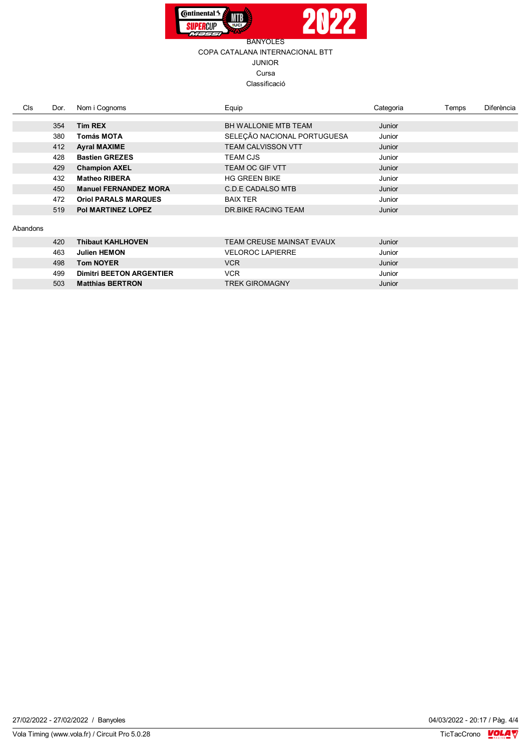BANYOLES

COPA CATALANA INTERNACIONAL BTT

JUNIOR

Cursa

Classificació

| Cls | Dor. | Nom i Cognoms | Equip | Categoria | Temps | Diferència |
|---|---|---|---|---|---|---|
| | 354 | **Tim REX** | BH WALLONIE MTB TEAM | Junior | | |
| | 380 | **Tomás MOTA** | SELEÇÃO NACIONAL PORTUGUESA | Junior | | |
| | 412 | **Ayral MAXIME** | TEAM CALVISSON VTT | Junior | | |
| | 428 | **Bastien GREZES** | TEAM CJS | Junior | | |
| | 429 | **Champion AXEL** | TEAM OC GIF VTT | Junior | | |
| | 432 | **Matheo RIBERA** | HG GREEN BIKE | Junior | | |
| | 450 | **Manuel FERNANDEZ MORA** | C.D.E CADALSO MTB | Junior | | |
| | 472 | **Oriol PARALS MARQUES** | BAIX TER | Junior | | |
| | 519 | **Pol MARTINEZ LOPEZ** | DR.BIKE RACING TEAM | Junior | | |

Abandons

| Cls | Dor. | Nom i Cognoms | Equip | Categoria | Temps | Diferència |
|---|---|---|---|---|---|---|
| | 420 | **Thibaut KAHLHOVEN** | TEAM CREUSE MAINSAT EVAUX | Junior | | |
| | 463 | **Julien HEMON** | VELOROC LAPIERRE | Junior | | |
| | 498 | **Tom NOYER** | VCR | Junior | | |
| | 499 | **Dimitri BEETON ARGENTIER** | VCR | Junior | | |
| | 503 | **Matthias BERTRON** | TREK GIROMAGNY | Junior | | |

27/02/2022 - 27/02/2022 / Banyoles

04/03/2022 - 20:17

Vola Timing (www.vola.fr) / Circuit Pro 5.0.28

TicTacCrono